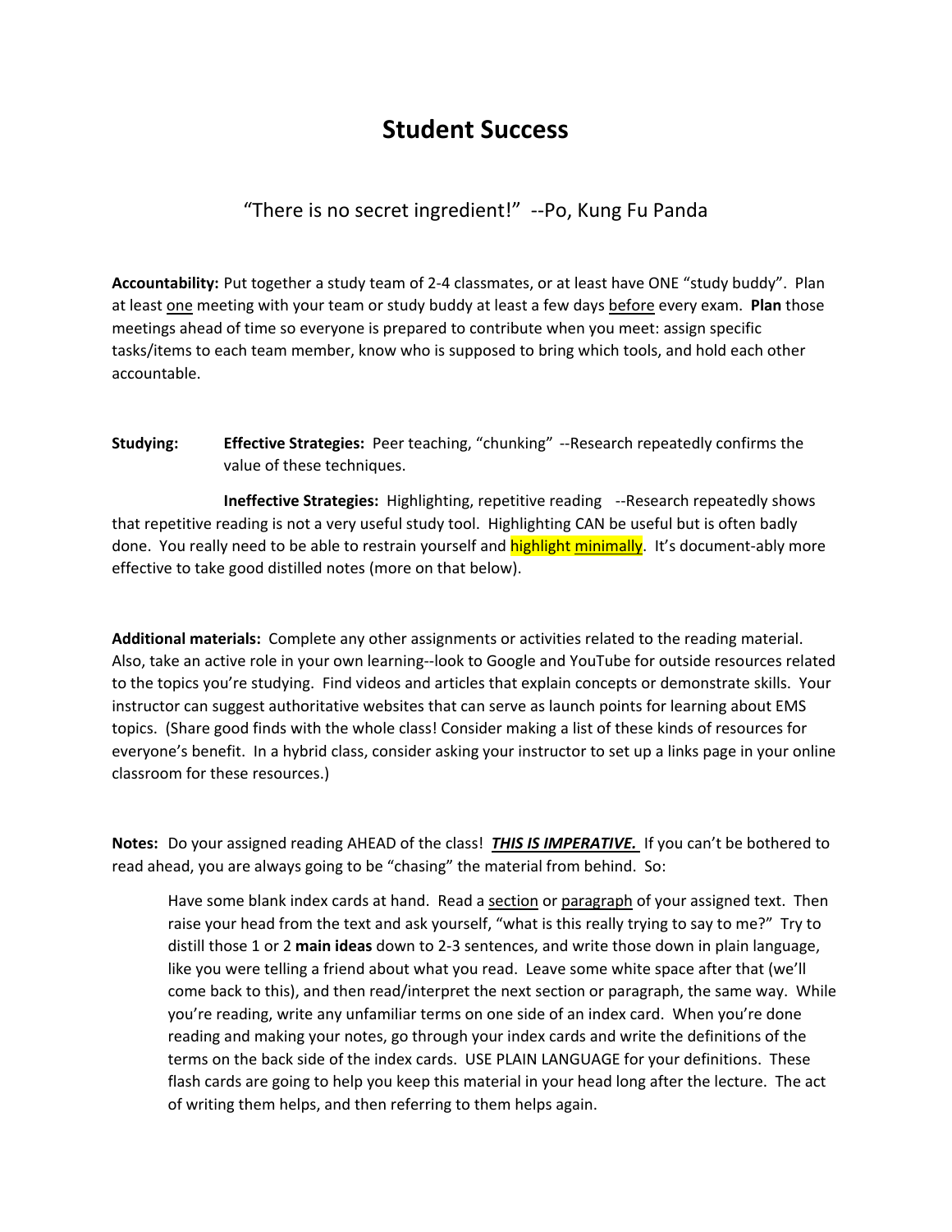# Student Success

"There is no secret ingredient!" --Po, Kung Fu Panda

**Accountability:** Put together a study team of 2-4 classmates, or at least have ONE "study buddy". Plan at least <u>one</u> meeting with your team or study buddy at least a few days <u>before</u> every exam. **Plan** those meetings ahead of time so everyone is prepared to contribute when you meet: assign specific tasks/items to each team member, know who is supposed to bring which tools, and hold each other accountable.

**Studying:** **Effective Strategies:** Peer teaching, "chunking" --Research repeatedly confirms the value of these techniques.

**Ineffective Strategies:** Highlighting, repetitive reading --Research repeatedly shows that repetitive reading is not a very useful study tool. Highlighting CAN be useful but is often badly done. You really need to be able to restrain yourself and highlight <u>minimally</u>. It's document-ably more effective to take good distilled notes (more on that below).

**Additional materials:** Complete any other assignments or activities related to the reading material. Also, take an active role in your own learning--look to Google and YouTube for outside resources related to the topics you're studying. Find videos and articles that explain concepts or demonstrate skills. Your instructor can suggest authoritative websites that can serve as launch points for learning about EMS topics. (Share good finds with the whole class! Consider making a list of these kinds of resources for everyone's benefit. In a hybrid class, consider asking your instructor to set up a links page in your online classroom for these resources.)

**Notes:** Do your assigned reading AHEAD of the class! ***<u>THIS IS IMPERATIVE.</u>*** If you can't be bothered to read ahead, you are always going to be "chasing" the material from behind. So:

> Have some blank index cards at hand. Read a <u>section</u> or <u>paragraph</u> of your assigned text. Then raise your head from the text and ask yourself, "what is this really trying to say to me?" Try to distill those 1 or 2 **main ideas** down to 2-3 sentences, and write those down in plain language, like you were telling a friend about what you read. Leave some white space after that (we'll come back to this), and then read/interpret the next section or paragraph, the same way. While you're reading, write any unfamiliar terms on one side of an index card. When you're done reading and making your notes, go through your index cards and write the definitions of the terms on the back side of the index cards. USE PLAIN LANGUAGE for your definitions. These flash cards are going to help you keep this material in your head long after the lecture. The act of writing them helps, and then referring to them helps again.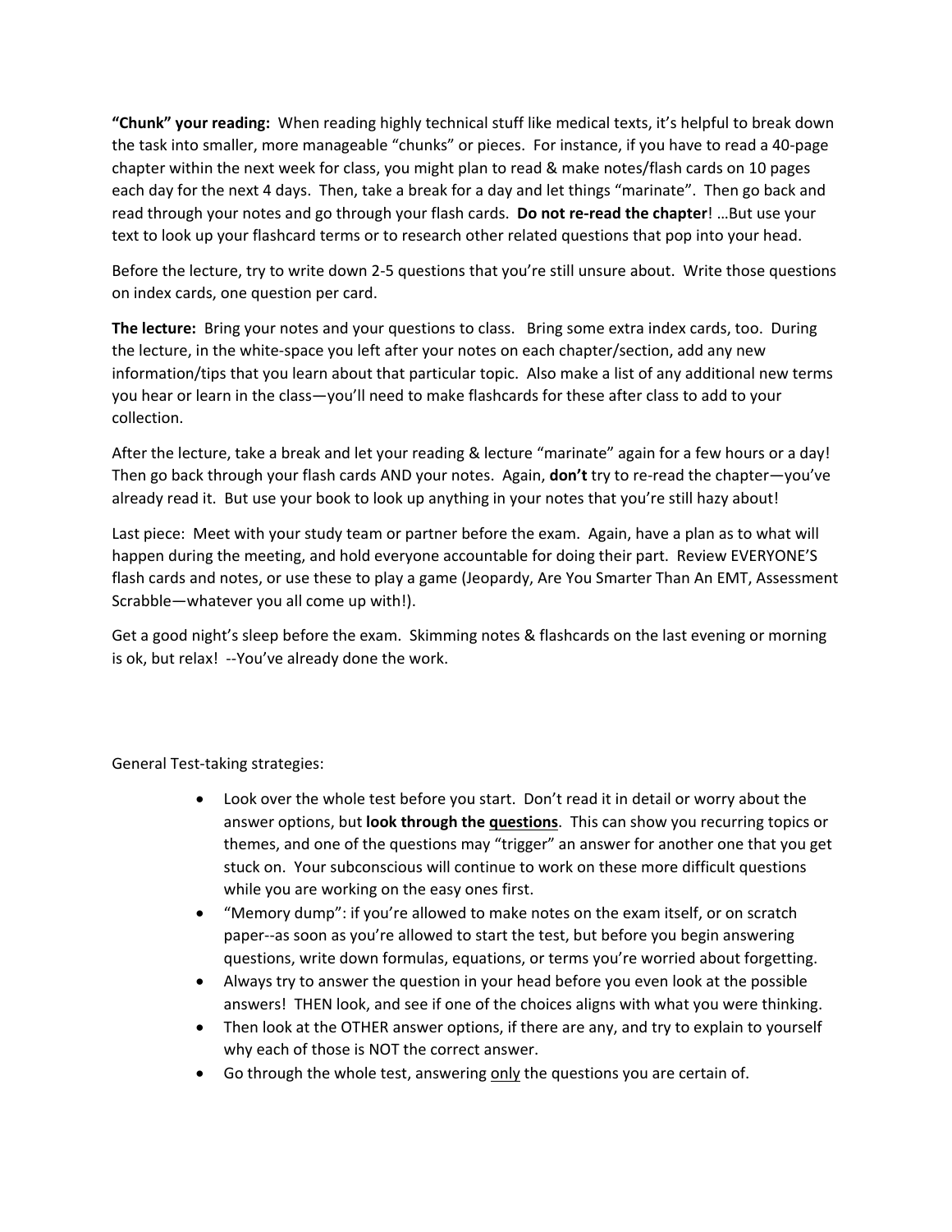**"Chunk" your reading:** When reading highly technical stuff like medical texts, it's helpful to break down the task into smaller, more manageable "chunks" or pieces. For instance, if you have to read a 40-page chapter within the next week for class, you might plan to read & make notes/flash cards on 10 pages each day for the next 4 days. Then, take a break for a day and let things "marinate". Then go back and read through your notes and go through your flash cards. **Do not re-read the chapter**! …But use your text to look up your flashcard terms or to research other related questions that pop into your head.

Before the lecture, try to write down 2-5 questions that you're still unsure about. Write those questions on index cards, one question per card.

**The lecture:** Bring your notes and your questions to class. Bring some extra index cards, too. During the lecture, in the white-space you left after your notes on each chapter/section, add any new information/tips that you learn about that particular topic. Also make a list of any additional new terms you hear or learn in the class—you'll need to make flashcards for these after class to add to your collection.

After the lecture, take a break and let your reading & lecture "marinate" again for a few hours or a day! Then go back through your flash cards AND your notes. Again, **don't** try to re-read the chapter—you've already read it. But use your book to look up anything in your notes that you're still hazy about!

Last piece: Meet with your study team or partner before the exam. Again, have a plan as to what will happen during the meeting, and hold everyone accountable for doing their part. Review EVERYONE'S flash cards and notes, or use these to play a game (Jeopardy, Are You Smarter Than An EMT, Assessment Scrabble—whatever you all come up with!).

Get a good night's sleep before the exam. Skimming notes & flashcards on the last evening or morning is ok, but relax! --You've already done the work.

General Test-taking strategies:

- Look over the whole test before you start. Don't read it in detail or worry about the answer options, but **look through the <u>questions</u>**. This can show you recurring topics or themes, and one of the questions may "trigger" an answer for another one that you get stuck on. Your subconscious will continue to work on these more difficult questions while you are working on the easy ones first.
- "Memory dump": if you're allowed to make notes on the exam itself, or on scratch paper--as soon as you're allowed to start the test, but before you begin answering questions, write down formulas, equations, or terms you're worried about forgetting.
- Always try to answer the question in your head before you even look at the possible answers! THEN look, and see if one of the choices aligns with what you were thinking.
- Then look at the OTHER answer options, if there are any, and try to explain to yourself why each of those is NOT the correct answer.
- Go through the whole test, answering <u>only</u> the questions you are certain of.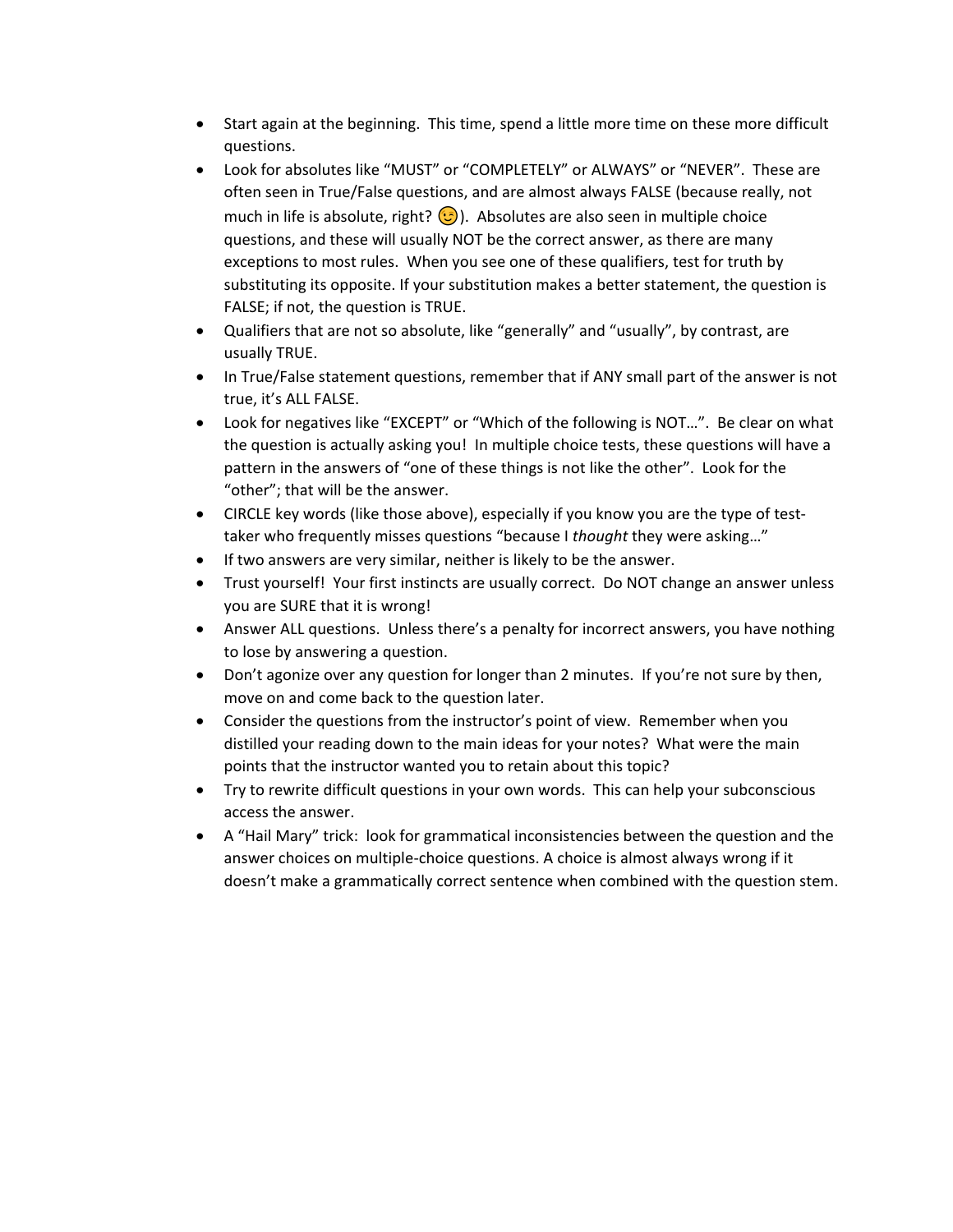- Start again at the beginning. This time, spend a little more time on these more difficult questions.
- Look for absolutes like "MUST" or "COMPLETELY" or ALWAYS" or "NEVER". These are often seen in True/False questions, and are almost always FALSE (because really, not much in life is absolute, right? 😉). Absolutes are also seen in multiple choice questions, and these will usually NOT be the correct answer, as there are many exceptions to most rules. When you see one of these qualifiers, test for truth by substituting its opposite. If your substitution makes a better statement, the question is FALSE; if not, the question is TRUE.
- Qualifiers that are not so absolute, like "generally" and "usually", by contrast, are usually TRUE.
- In True/False statement questions, remember that if ANY small part of the answer is not true, it's ALL FALSE.
- Look for negatives like "EXCEPT" or "Which of the following is NOT…". Be clear on what the question is actually asking you! In multiple choice tests, these questions will have a pattern in the answers of "one of these things is not like the other". Look for the "other"; that will be the answer.
- CIRCLE key words (like those above), especially if you know you are the type of test-taker who frequently misses questions "because I *thought* they were asking…"
- If two answers are very similar, neither is likely to be the answer.
- Trust yourself! Your first instincts are usually correct. Do NOT change an answer unless you are SURE that it is wrong!
- Answer ALL questions. Unless there's a penalty for incorrect answers, you have nothing to lose by answering a question.
- Don't agonize over any question for longer than 2 minutes. If you're not sure by then, move on and come back to the question later.
- Consider the questions from the instructor's point of view. Remember when you distilled your reading down to the main ideas for your notes? What were the main points that the instructor wanted you to retain about this topic?
- Try to rewrite difficult questions in your own words. This can help your subconscious access the answer.
- A "Hail Mary" trick: look for grammatical inconsistencies between the question and the answer choices on multiple-choice questions. A choice is almost always wrong if it doesn't make a grammatically correct sentence when combined with the question stem.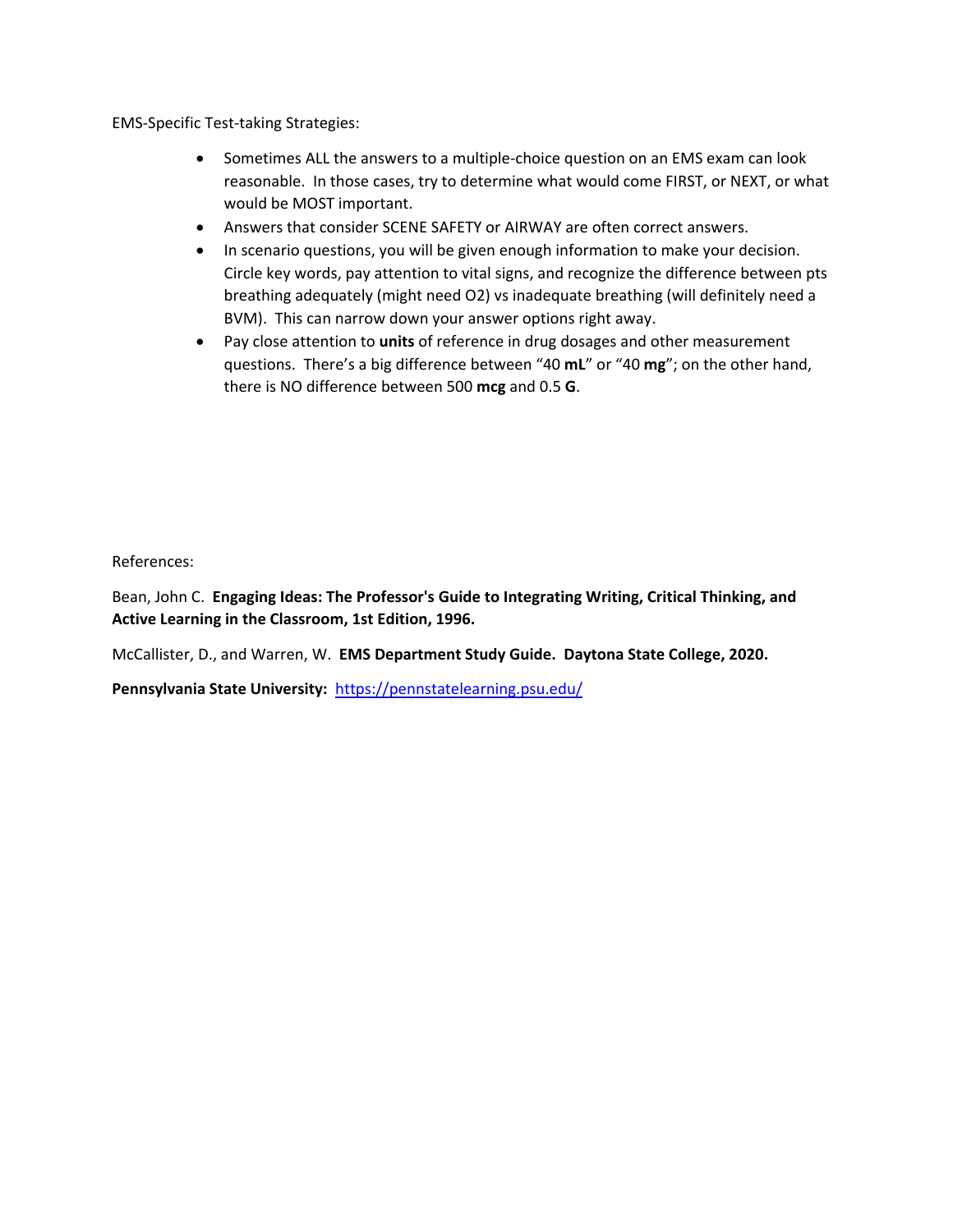EMS-Specific Test-taking Strategies:

- Sometimes ALL the answers to a multiple-choice question on an EMS exam can look reasonable. In those cases, try to determine what would come FIRST, or NEXT, or what would be MOST important.
- Answers that consider SCENE SAFETY or AIRWAY are often correct answers.
- In scenario questions, you will be given enough information to make your decision. Circle key words, pay attention to vital signs, and recognize the difference between pts breathing adequately (might need O2) vs inadequate breathing (will definitely need a BVM). This can narrow down your answer options right away.
- Pay close attention to **units** of reference in drug dosages and other measurement questions. There's a big difference between "40 **mL**" or "40 **mg**"; on the other hand, there is NO difference between 500 **mcg** and 0.5 **G**.

References:

Bean, John C. **Engaging Ideas: The Professor's Guide to Integrating Writing, Critical Thinking, and Active Learning in the Classroom, 1st Edition, 1996.**

McCallister, D., and Warren, W. **EMS Department Study Guide. Daytona State College, 2020.**

**Pennsylvania State University:** [https://pennstatelearning.psu.edu/](https://pennstatelearning.psu.edu/)